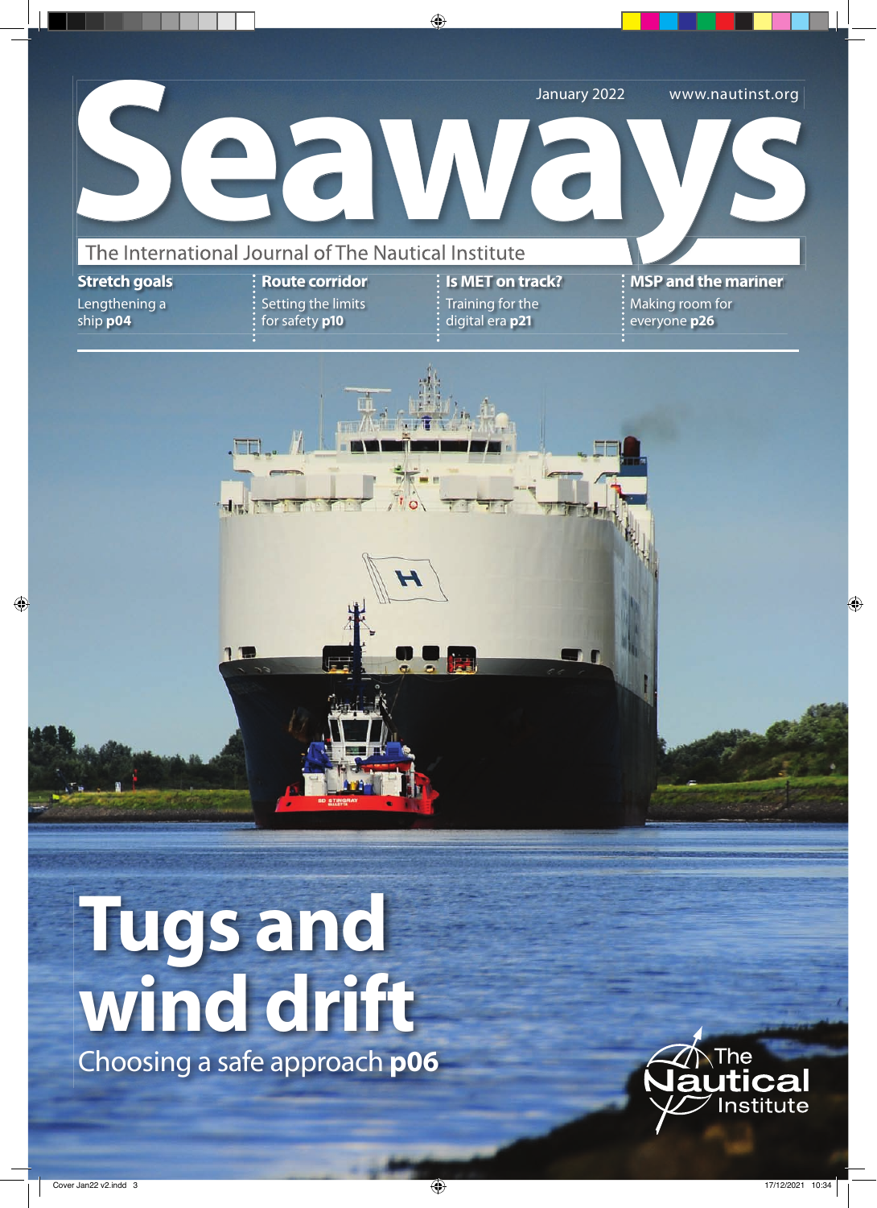January 2022 www.nautinst.org

# Seaways

The International Journal of The Nautical Institute

**Stretch goals**
Lengthening a ship **p04**

**Route corridor**
Setting the limits for safety **p10**

**Is MET on track?**
Training for the digital era **p21**

**MSP and the mariner**
Making room for everyone **p26**

# Tugs and wind drift

Choosing a safe approach **p06**

The Nautical Institute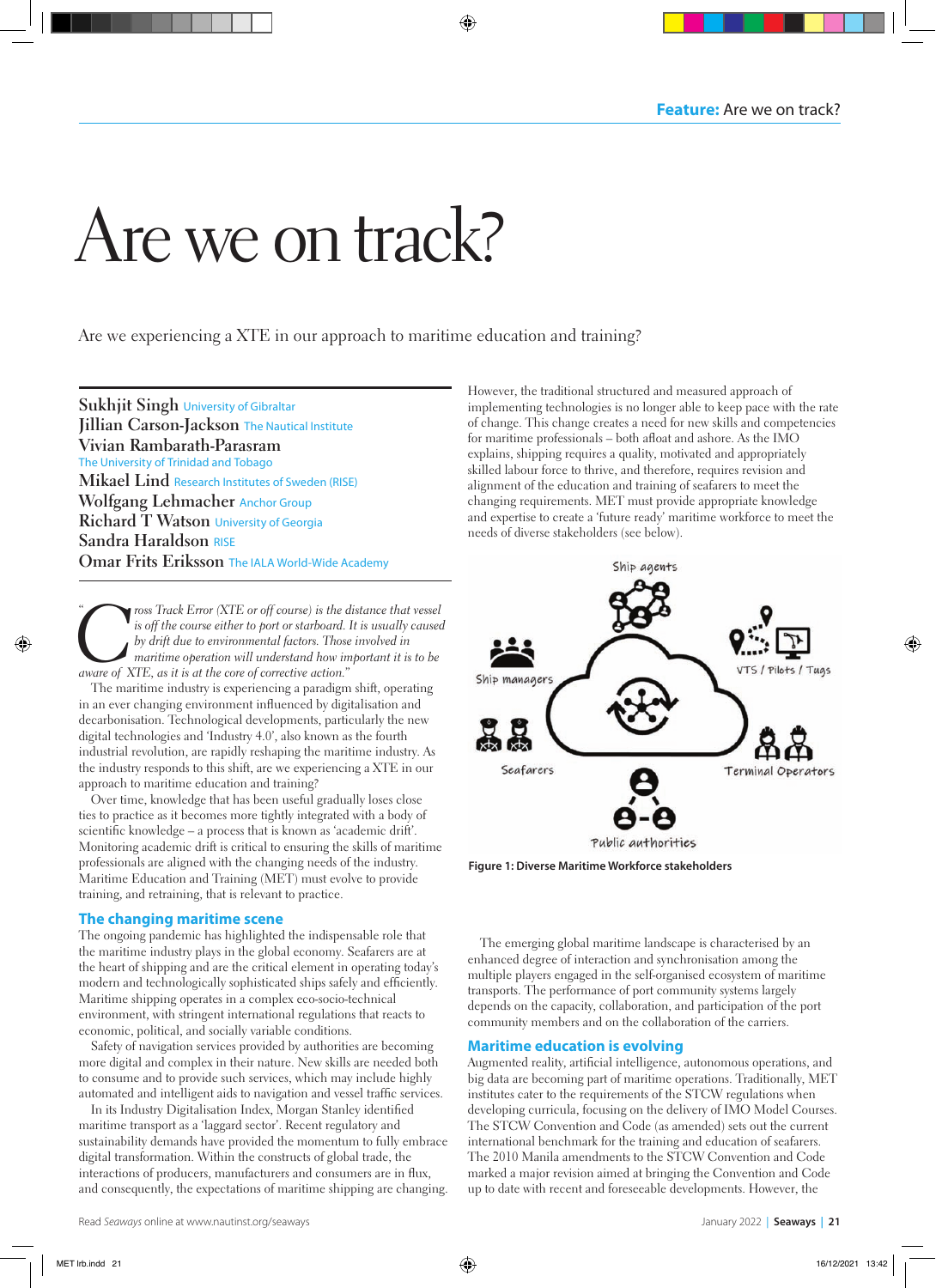# Are we on track?

Are we experiencing a XTE in our approach to maritime education and training?

**Sukhjit Singh** University of Gibraltar
**Jillian Carson-Jackson** The Nautical Institute
**Vivian Rambarath-Parasram** The University of Trinidad and Tobago
**Mikael Lind** Research Institutes of Sweden (RISE)
**Wolfgang Lehmacher** Anchor Group
**Richard T Watson** University of Georgia
**Sandra Haraldson** RISE
**Omar Frits Eriksson** The IALA World-Wide Academy

*"Cross Track Error (XTE or off course) is the distance that vessel is off the course either to port or starboard. It is usually caused by drift due to environmental factors. Those involved in maritime operation will understand how important it is to be aware of XTE, as it is at the core of corrective action."*

The maritime industry is experiencing a paradigm shift, operating in an ever changing environment influenced by digitalisation and decarbonisation. Technological developments, particularly the new digital technologies and 'Industry 4.0', also known as the fourth industrial revolution, are rapidly reshaping the maritime industry. As the industry responds to this shift, are we experiencing a XTE in our approach to maritime education and training?

Over time, knowledge that has been useful gradually loses close ties to practice as it becomes more tightly integrated with a body of scientific knowledge – a process that is known as 'academic drift'. Monitoring academic drift is critical to ensuring the skills of maritime professionals are aligned with the changing needs of the industry. Maritime Education and Training (MET) must evolve to provide training, and retraining, that is relevant to practice.

## The changing maritime scene

The ongoing pandemic has highlighted the indispensable role that the maritime industry plays in the global economy. Seafarers are at the heart of shipping and are the critical element in operating today's modern and technologically sophisticated ships safely and efficiently. Maritime shipping operates in a complex eco-socio-technical environment, with stringent international regulations that reacts to economic, political, and socially variable conditions.

Safety of navigation services provided by authorities are becoming more digital and complex in their nature. New skills are needed both to consume and to provide such services, which may include highly automated and intelligent aids to navigation and vessel traffic services.

In its Industry Digitalisation Index, Morgan Stanley identified maritime transport as a 'laggard sector'. Recent regulatory and sustainability demands have provided the momentum to fully embrace digital transformation. Within the constructs of global trade, the interactions of producers, manufacturers and consumers are in flux, and consequently, the expectations of maritime shipping are changing.

However, the traditional structured and measured approach of implementing technologies is no longer able to keep pace with the rate of change. This change creates a need for new skills and competencies for maritime professionals – both afloat and ashore. As the IMO explains, shipping requires a quality, motivated and appropriately skilled labour force to thrive, and therefore, requires revision and alignment of the education and training of seafarers to meet the changing requirements. MET must provide appropriate knowledge and expertise to create a 'future ready' maritime workforce to meet the needs of diverse stakeholders (see below).

Ship agents

Ship managers

VTS / Pilots / Tugs

Seafarers

Terminal Operators

Public authorities

**Figure 1: Diverse Maritime Workforce stakeholders**

The emerging global maritime landscape is characterised by an enhanced degree of interaction and synchronisation among the multiple players engaged in the self-organised ecosystem of maritime transports. The performance of port community systems largely depends on the capacity, collaboration, and participation of the port community members and on the collaboration of the carriers.

## Maritime education is evolving

Augmented reality, artificial intelligence, autonomous operations, and big data are becoming part of maritime operations. Traditionally, MET institutes cater to the requirements of the STCW regulations when developing curricula, focusing on the delivery of IMO Model Courses. The STCW Convention and Code (as amended) sets out the current international benchmark for the training and education of seafarers. The 2010 Manila amendments to the STCW Convention and Code marked a major revision aimed at bringing the Convention and Code up to date with recent and foreseeable developments. However, the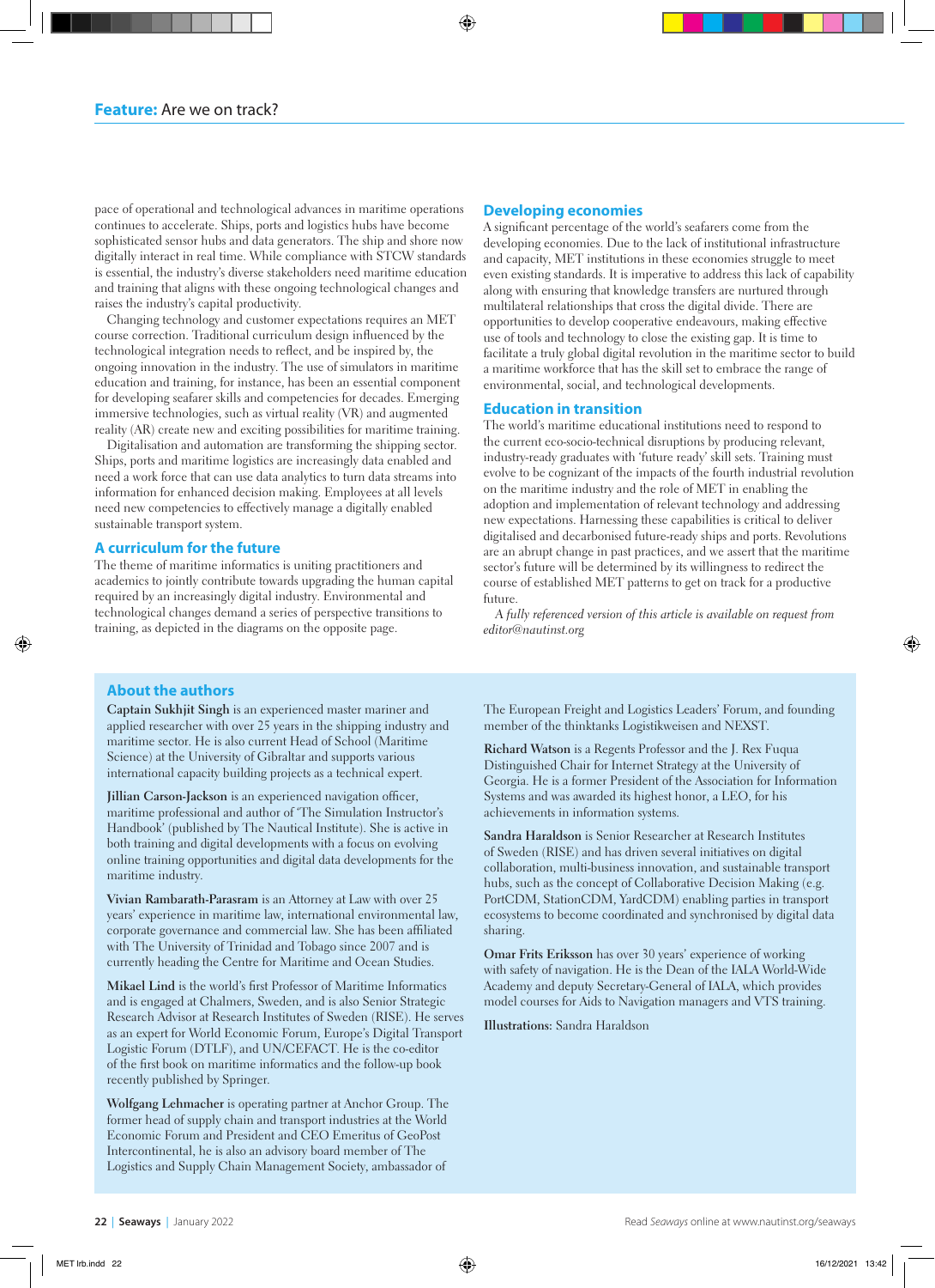pace of operational and technological advances in maritime operations continues to accelerate. Ships, ports and logistics hubs have become sophisticated sensor hubs and data generators. The ship and shore now digitally interact in real time. While compliance with STCW standards is essential, the industry's diverse stakeholders need maritime education and training that aligns with these ongoing technological changes and raises the industry's capital productivity.

Changing technology and customer expectations requires an MET course correction. Traditional curriculum design influenced by the technological integration needs to reflect, and be inspired by, the ongoing innovation in the industry. The use of simulators in maritime education and training, for instance, has been an essential component for developing seafarer skills and competencies for decades. Emerging immersive technologies, such as virtual reality (VR) and augmented reality (AR) create new and exciting possibilities for maritime training.

Digitalisation and automation are transforming the shipping sector. Ships, ports and maritime logistics are increasingly data enabled and need a work force that can use data analytics to turn data streams into information for enhanced decision making. Employees at all levels need new competencies to effectively manage a digitally enabled sustainable transport system.

## A curriculum for the future

The theme of maritime informatics is uniting practitioners and academics to jointly contribute towards upgrading the human capital required by an increasingly digital industry. Environmental and technological changes demand a series of perspective transitions to training, as depicted in the diagrams on the opposite page.

## Developing economies

A significant percentage of the world's seafarers come from the developing economies. Due to the lack of institutional infrastructure and capacity, MET institutions in these economies struggle to meet even existing standards. It is imperative to address this lack of capability along with ensuring that knowledge transfers are nurtured through multilateral relationships that cross the digital divide. There are opportunities to develop cooperative endeavours, making effective use of tools and technology to close the existing gap. It is time to facilitate a truly global digital revolution in the maritime sector to build a maritime workforce that has the skill set to embrace the range of environmental, social, and technological developments.

## Education in transition

The world's maritime educational institutions need to respond to the current eco-socio-technical disruptions by producing relevant, industry-ready graduates with 'future ready' skill sets. Training must evolve to be cognizant of the impacts of the fourth industrial revolution on the maritime industry and the role of MET in enabling the adoption and implementation of relevant technology and addressing new expectations. Harnessing these capabilities is critical to deliver digitalised and decarbonised future-ready ships and ports. Revolutions are an abrupt change in past practices, and we assert that the maritime sector's future will be determined by its willingness to redirect the course of established MET patterns to get on track for a productive future.

*A fully referenced version of this article is available on request from editor@nautinst.org*

## About the authors

**Captain Sukhjit Singh** is an experienced master mariner and applied researcher with over 25 years in the shipping industry and maritime sector. He is also current Head of School (Maritime Science) at the University of Gibraltar and supports various international capacity building projects as a technical expert.

**Jillian Carson-Jackson** is an experienced navigation officer, maritime professional and author of 'The Simulation Instructor's Handbook' (published by The Nautical Institute). She is active in both training and digital developments with a focus on evolving online training opportunities and digital data developments for the maritime industry.

**Vivian Rambarath-Parasram** is an Attorney at Law with over 25 years' experience in maritime law, international environmental law, corporate governance and commercial law. She has been affiliated with The University of Trinidad and Tobago since 2007 and is currently heading the Centre for Maritime and Ocean Studies.

**Mikael Lind** is the world's first Professor of Maritime Informatics and is engaged at Chalmers, Sweden, and is also Senior Strategic Research Advisor at Research Institutes of Sweden (RISE). He serves as an expert for World Economic Forum, Europe's Digital Transport Logistic Forum (DTLF), and UN/CEFACT. He is the co-editor of the first book on maritime informatics and the follow-up book recently published by Springer.

**Wolfgang Lehmacher** is operating partner at Anchor Group. The former head of supply chain and transport industries at the World Economic Forum and President and CEO Emeritus of GeoPost Intercontinental, he is also an advisory board member of The Logistics and Supply Chain Management Society, ambassador of The European Freight and Logistics Leaders' Forum, and founding member of the thinktanks Logistikweisen and NEXST.

**Richard Watson** is a Regents Professor and the J. Rex Fuqua Distinguished Chair for Internet Strategy at the University of Georgia. He is a former President of the Association for Information Systems and was awarded its highest honor, a LEO, for his achievements in information systems.

**Sandra Haraldson** is Senior Researcher at Research Institutes of Sweden (RISE) and has driven several initiatives on digital collaboration, multi-business innovation, and sustainable transport hubs, such as the concept of Collaborative Decision Making (e.g. PortCDM, StationCDM, YardCDM) enabling parties in transport ecosystems to become coordinated and synchronised by digital data sharing.

**Omar Frits Eriksson** has over 30 years' experience of working with safety of navigation. He is the Dean of the IALA World-Wide Academy and deputy Secretary-General of IALA, which provides model courses for Aids to Navigation managers and VTS training.

**Illustrations:** Sandra Haraldson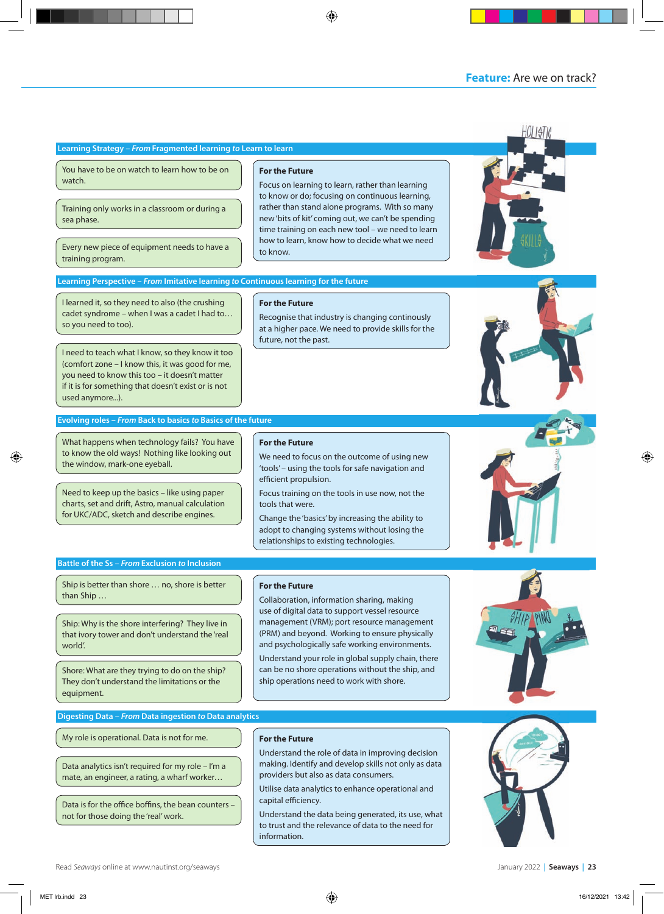## Learning Strategy – *From* Fragmented learning *to* Learn to learn

You have to be on watch to learn how to be on watch.

Training only works in a classroom or during a sea phase.

Every new piece of equipment needs to have a training program.

**For the Future**

Focus on learning to learn, rather than learning to know or do; focusing on continuous learning, rather than stand alone programs. With so many new 'bits of kit' coming out, we can't be spending time training on each new tool – we need to learn how to learn, know how to decide what we need to know.

## Learning Perspective – *From* Imitative learning *to* Continuous learning for the future

I learned it, so they need to also (the crushing cadet syndrome – when I was a cadet I had to… so you need to too).

I need to teach what I know, so they know it too (comfort zone – I know this, it was good for me, you need to know this too – it doesn't matter if it is for something that doesn't exist or is not used anymore...).

**For the Future**

Recognise that industry is changing continously at a higher pace. We need to provide skills for the future, not the past.

## Evolving roles – *From* Back to basics *to* Basics of the future

What happens when technology fails? You have to know the old ways! Nothing like looking out the window, mark-one eyeball.

Need to keep up the basics – like using paper charts, set and drift, Astro, manual calculation for UKC/ADC, sketch and describe engines.

**For the Future**

We need to focus on the outcome of using new 'tools' – using the tools for safe navigation and efficient propulsion.

Focus training on the tools in use now, not the tools that were.

Change the 'basics' by increasing the ability to adopt to changing systems without losing the relationships to existing technologies.

## Battle of the Ss – *From* Exclusion *to* Inclusion

Ship is better than shore … no, shore is better than Ship …

Ship: Why is the shore interfering? They live in that ivory tower and don't understand the 'real world'.

Shore: What are they trying to do on the ship? They don't understand the limitations or the equipment.

**For the Future**

Collaboration, information sharing, making use of digital data to support vessel resource management (VRM); port resource management (PRM) and beyond. Working to ensure physically and psychologically safe working environments.

Understand your role in global supply chain, there can be no shore operations without the ship, and ship operations need to work with shore.

## Digesting Data – *From* Data ingestion *to* Data analytics

My role is operational. Data is not for me.

Data analytics isn't required for my role – I'm a mate, an engineer, a rating, a wharf worker…

Data is for the office boffins, the bean counters – not for those doing the 'real' work.

**For the Future**

Understand the role of data in improving decision making. Identify and develop skills not only as data providers but also as data consumers.

Utilise data analytics to enhance operational and capital efficiency.

Understand the data being generated, its use, what to trust and the relevance of data to the need for information.